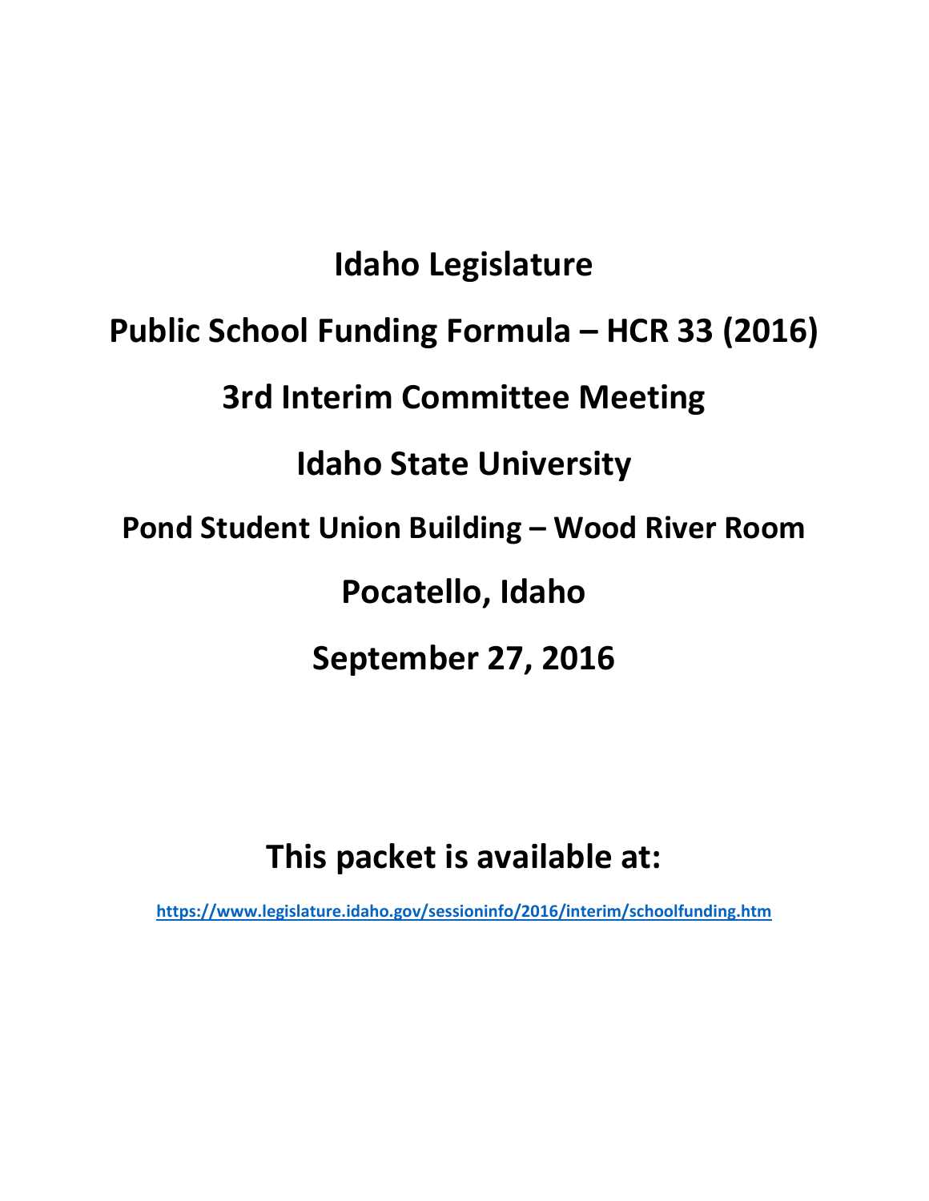# Idaho Legislature

# Public School Funding Formula – HCR 33 (2016)

# 3rd Interim Committee Meeting

# Idaho State University

## Pond Student Union Building – Wood River Room

# Pocatello, Idaho

# September 27, 2016

# This packet is available at:

**https://www.legislature.idaho.gov/sessioninfo/2016/interim/schoolfunding.htm**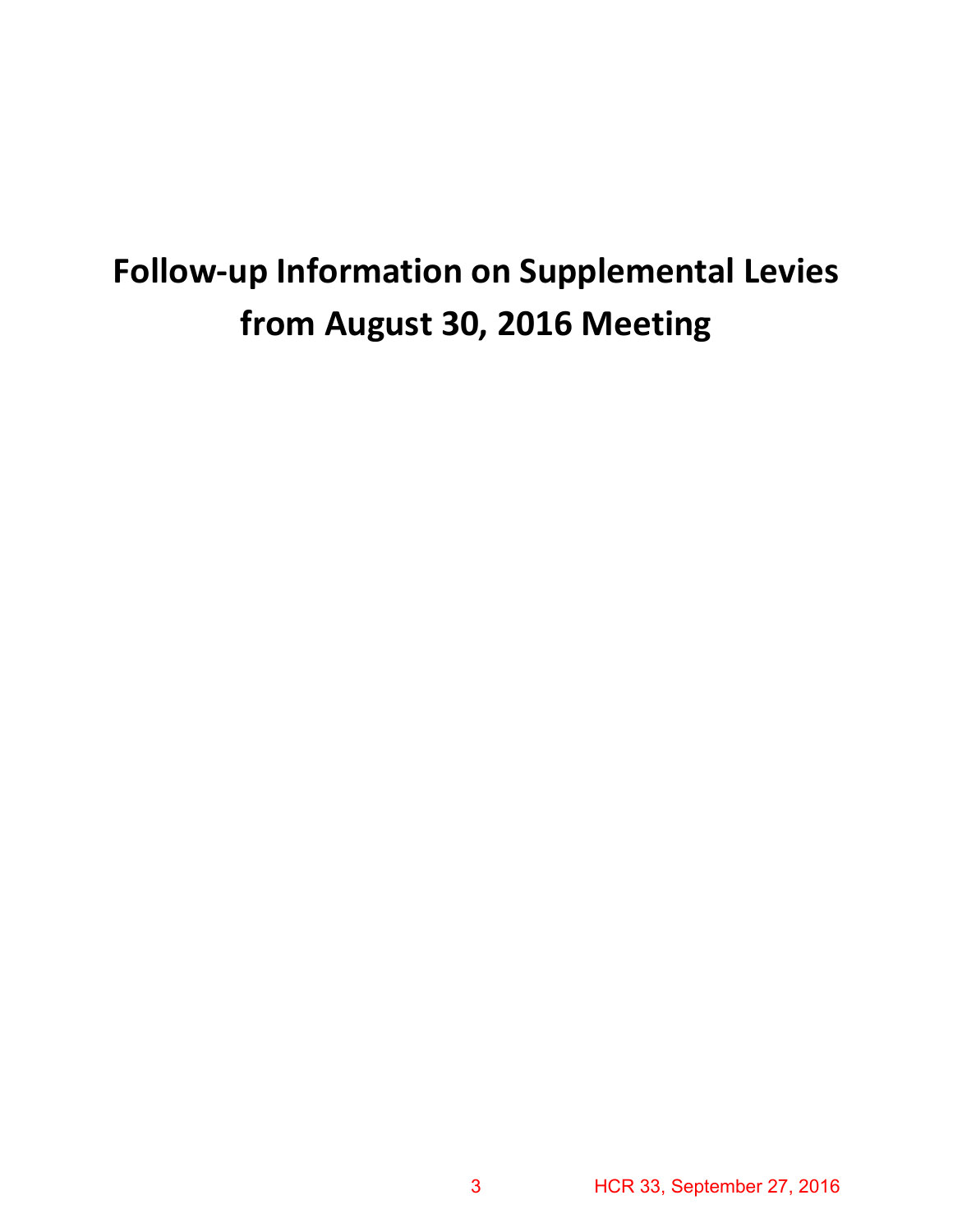# Follow-up Information on Supplemental Levies from August 30, 2016 Meeting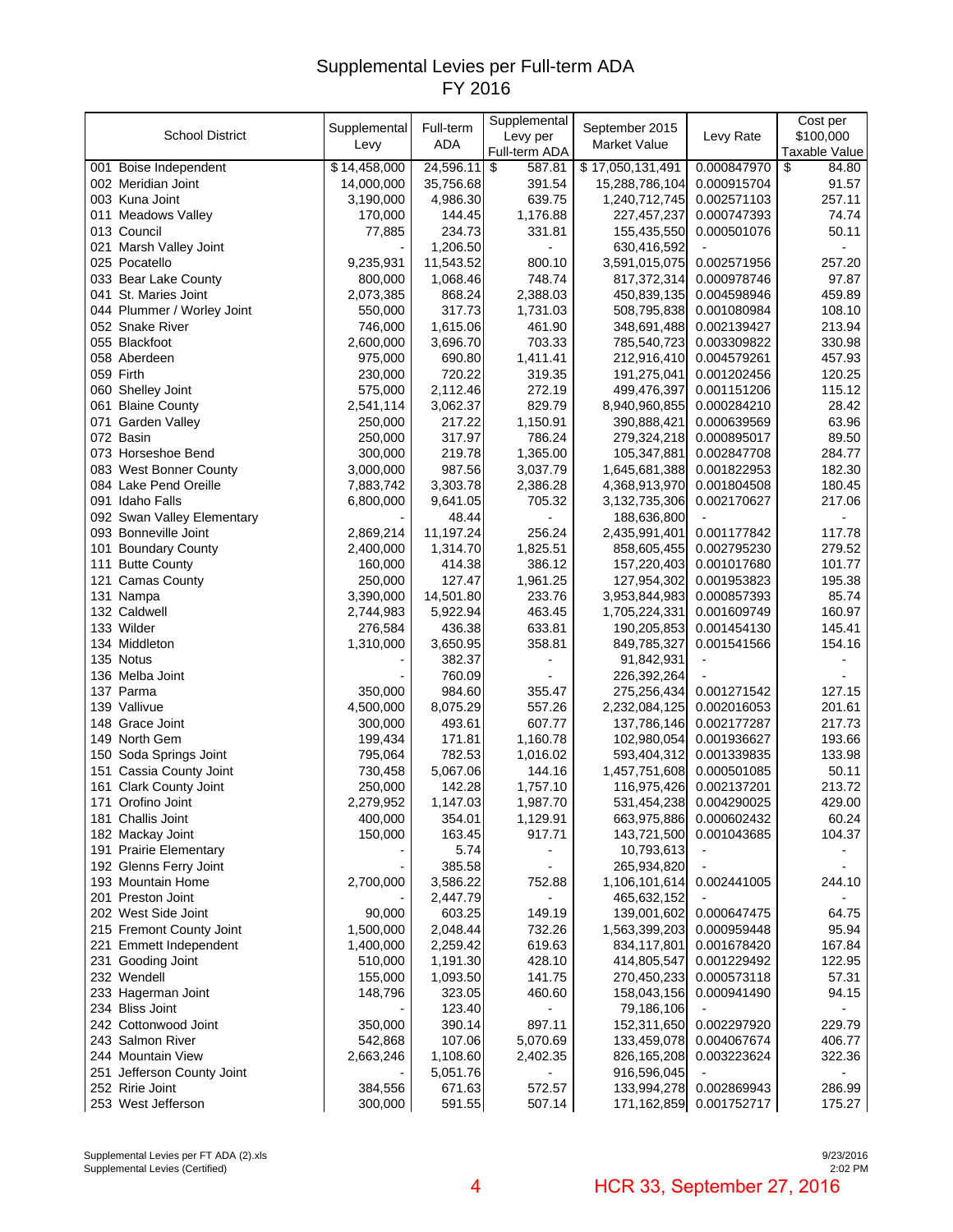# Supplemental Levies per Full-term ADA
## FY 2016

| School District | Supplemental Levy | Full-term ADA | Supplemental Levy per Full-term ADA | September 2015 Market Value | Levy Rate | Cost per $100,000 Taxable Value |
|---|---|---|---|---|---|---|
| 001 Boise Independent | $ 14,458,000 | 24,596.11 | $ 587.81 | $ 17,050,131,491 | 0.000847970 | $ 84.80 |
| 002 Meridian Joint | 14,000,000 | 35,756.68 | 391.54 | 15,288,786,104 | 0.000915704 | 91.57 |
| 003 Kuna Joint | 3,190,000 | 4,986.30 | 639.75 | 1,240,712,745 | 0.002571103 | 257.11 |
| 011 Meadows Valley | 170,000 | 144.45 | 1,176.88 | 227,457,237 | 0.000747393 | 74.74 |
| 013 Council | 77,885 | 234.73 | 331.81 | 155,435,550 | 0.000501076 | 50.11 |
| 021 Marsh Valley Joint | - | 1,206.50 | - | 630,416,592 | - | - |
| 025 Pocatello | 9,235,931 | 11,543.52 | 800.10 | 3,591,015,075 | 0.002571956 | 257.20 |
| 033 Bear Lake County | 800,000 | 1,068.46 | 748.74 | 817,372,314 | 0.000978746 | 97.87 |
| 041 St. Maries Joint | 2,073,385 | 868.24 | 2,388.03 | 450,839,135 | 0.004598946 | 459.89 |
| 044 Plummer / Worley Joint | 550,000 | 317.73 | 1,731.03 | 508,795,838 | 0.001080984 | 108.10 |
| 052 Snake River | 746,000 | 1,615.06 | 461.90 | 348,691,488 | 0.002139427 | 213.94 |
| 055 Blackfoot | 2,600,000 | 3,696.70 | 703.33 | 785,540,723 | 0.003309822 | 330.98 |
| 058 Aberdeen | 975,000 | 690.80 | 1,411.41 | 212,916,410 | 0.004579261 | 457.93 |
| 059 Firth | 230,000 | 720.22 | 319.35 | 191,275,041 | 0.001202456 | 120.25 |
| 060 Shelley Joint | 575,000 | 2,112.46 | 272.19 | 499,476,397 | 0.001151206 | 115.12 |
| 061 Blaine County | 2,541,114 | 3,062.37 | 829.79 | 8,940,960,855 | 0.000284210 | 28.42 |
| 071 Garden Valley | 250,000 | 217.22 | 1,150.91 | 390,888,421 | 0.000639569 | 63.96 |
| 072 Basin | 250,000 | 317.97 | 786.24 | 279,324,218 | 0.000895017 | 89.50 |
| 073 Horseshoe Bend | 300,000 | 219.78 | 1,365.00 | 105,347,881 | 0.002847708 | 284.77 |
| 083 West Bonner County | 3,000,000 | 987.56 | 3,037.79 | 1,645,681,388 | 0.001822953 | 182.30 |
| 084 Lake Pend Oreille | 7,883,742 | 3,303.78 | 2,386.28 | 4,368,913,970 | 0.001804508 | 180.45 |
| 091 Idaho Falls | 6,800,000 | 9,641.05 | 705.32 | 3,132,735,306 | 0.002170627 | 217.06 |
| 092 Swan Valley Elementary | - | 48.44 | - | 188,636,800 | - | - |
| 093 Bonneville Joint | 2,869,214 | 11,197.24 | 256.24 | 2,435,991,401 | 0.001177842 | 117.78 |
| 101 Boundary County | 2,400,000 | 1,314.70 | 1,825.51 | 858,605,455 | 0.002795230 | 279.52 |
| 111 Butte County | 160,000 | 414.38 | 386.12 | 157,220,403 | 0.001017680 | 101.77 |
| 121 Camas County | 250,000 | 127.47 | 1,961.25 | 127,954,302 | 0.001953823 | 195.38 |
| 131 Nampa | 3,390,000 | 14,501.80 | 233.76 | 3,953,844,983 | 0.000857393 | 85.74 |
| 132 Caldwell | 2,744,983 | 5,922.94 | 463.45 | 1,705,224,331 | 0.001609749 | 160.97 |
| 133 Wilder | 276,584 | 436.38 | 633.81 | 190,205,853 | 0.001454130 | 145.41 |
| 134 Middleton | 1,310,000 | 3,650.95 | 358.81 | 849,785,327 | 0.001541566 | 154.16 |
| 135 Notus | - | 382.37 | - | 91,842,931 | - | - |
| 136 Melba Joint | - | 760.09 | - | 226,392,264 | - | - |
| 137 Parma | 350,000 | 984.60 | 355.47 | 275,256,434 | 0.001271542 | 127.15 |
| 139 Vallivue | 4,500,000 | 8,075.29 | 557.26 | 2,232,084,125 | 0.002016053 | 201.61 |
| 148 Grace Joint | 300,000 | 493.61 | 607.77 | 137,786,146 | 0.002177287 | 217.73 |
| 149 North Gem | 199,434 | 171.81 | 1,160.78 | 102,980,054 | 0.001936627 | 193.66 |
| 150 Soda Springs Joint | 795,064 | 782.53 | 1,016.02 | 593,404,312 | 0.001339835 | 133.98 |
| 151 Cassia County Joint | 730,458 | 5,067.06 | 144.16 | 1,457,751,608 | 0.000501085 | 50.11 |
| 161 Clark County Joint | 250,000 | 142.28 | 1,757.10 | 116,975,426 | 0.002137201 | 213.72 |
| 171 Orofino Joint | 2,279,952 | 1,147.03 | 1,987.70 | 531,454,238 | 0.004290025 | 429.00 |
| 181 Challis Joint | 400,000 | 354.01 | 1,129.91 | 663,975,886 | 0.000602432 | 60.24 |
| 182 Mackay Joint | 150,000 | 163.45 | 917.71 | 143,721,500 | 0.001043685 | 104.37 |
| 191 Prairie Elementary | - | 5.74 | - | 10,793,613 | - | - |
| 192 Glenns Ferry Joint | - | 385.58 | - | 265,934,820 | - | - |
| 193 Mountain Home | 2,700,000 | 3,586.22 | 752.88 | 1,106,101,614 | 0.002441005 | 244.10 |
| 201 Preston Joint | - | 2,447.79 | - | 465,632,152 | - | - |
| 202 West Side Joint | 90,000 | 603.25 | 149.19 | 139,001,602 | 0.000647475 | 64.75 |
| 215 Fremont County Joint | 1,500,000 | 2,048.44 | 732.26 | 1,563,399,203 | 0.000959448 | 95.94 |
| 221 Emmett Independent | 1,400,000 | 2,259.42 | 619.63 | 834,117,801 | 0.001678420 | 167.84 |
| 231 Gooding Joint | 510,000 | 1,191.30 | 428.10 | 414,805,547 | 0.001229492 | 122.95 |
| 232 Wendell | 155,000 | 1,093.50 | 141.75 | 270,450,233 | 0.000573118 | 57.31 |
| 233 Hagerman Joint | 148,796 | 323.05 | 460.60 | 158,043,156 | 0.000941490 | 94.15 |
| 234 Bliss Joint | - | 123.40 | - | 79,186,106 | - | - |
| 242 Cottonwood Joint | 350,000 | 390.14 | 897.11 | 152,311,650 | 0.002297920 | 229.79 |
| 243 Salmon River | 542,868 | 107.06 | 5,070.69 | 133,459,078 | 0.004067674 | 406.77 |
| 244 Mountain View | 2,663,246 | 1,108.60 | 2,402.35 | 826,165,208 | 0.003223624 | 322.36 |
| 251 Jefferson County Joint | - | 5,051.76 | - | 916,596,045 | - | - |
| 252 Ririe Joint | 384,556 | 671.63 | 572.57 | 133,994,278 | 0.002869943 | 286.99 |
| 253 West Jefferson | 300,000 | 591.55 | 507.14 | 171,162,859 | 0.001752717 | 175.27 |

Supplemental Levies per FT ADA (2).xls
Supplemental Levies (Certified)

9/23/2016
2:02 PM

HCR 33, September 27, 2016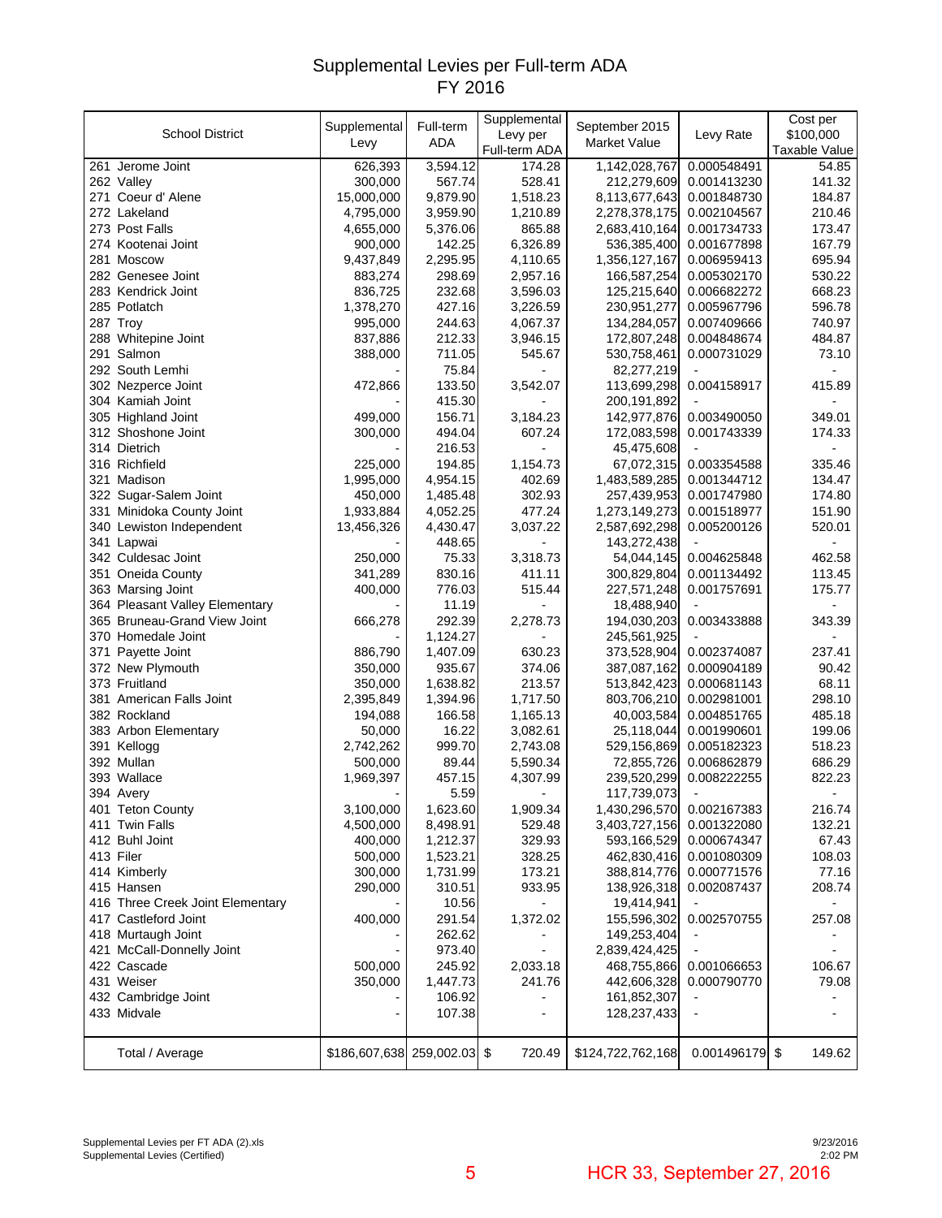# Supplemental Levies per Full-term ADA
## FY 2016

| School District | Supplemental Levy | Full-term ADA | Supplemental Levy per Full-term ADA | September 2015 Market Value | Levy Rate | Cost per $100,000 Taxable Value |
|---|---|---|---|---|---|---|
| 261 Jerome Joint | 626,393 | 3,594.12 | 174.28 | 1,142,028,767 | 0.000548491 | 54.85 |
| 262 Valley | 300,000 | 567.74 | 528.41 | 212,279,609 | 0.001413230 | 141.32 |
| 271 Coeur d' Alene | 15,000,000 | 9,879.90 | 1,518.23 | 8,113,677,643 | 0.001848730 | 184.87 |
| 272 Lakeland | 4,795,000 | 3,959.90 | 1,210.89 | 2,278,378,175 | 0.002104567 | 210.46 |
| 273 Post Falls | 4,655,000 | 5,376.06 | 865.88 | 2,683,410,164 | 0.001734733 | 173.47 |
| 274 Kootenai Joint | 900,000 | 142.25 | 6,326.89 | 536,385,400 | 0.001677898 | 167.79 |
| 281 Moscow | 9,437,849 | 2,295.95 | 4,110.65 | 1,356,127,167 | 0.006959413 | 695.94 |
| 282 Genesee Joint | 883,274 | 298.69 | 2,957.16 | 166,587,254 | 0.005302170 | 530.22 |
| 283 Kendrick Joint | 836,725 | 232.68 | 3,596.03 | 125,215,640 | 0.006682272 | 668.23 |
| 285 Potlatch | 1,378,270 | 427.16 | 3,226.59 | 230,951,277 | 0.005967796 | 596.78 |
| 287 Troy | 995,000 | 244.63 | 4,067.37 | 134,284,057 | 0.007409666 | 740.97 |
| 288 Whitepine Joint | 837,886 | 212.33 | 3,946.15 | 172,807,248 | 0.004848674 | 484.87 |
| 291 Salmon | 388,000 | 711.05 | 545.67 | 530,758,461 | 0.000731029 | 73.10 |
| 292 South Lemhi | - | 75.84 | - | 82,277,219 | - | - |
| 302 Nezperce Joint | 472,866 | 133.50 | 3,542.07 | 113,699,298 | 0.004158917 | 415.89 |
| 304 Kamiah Joint | - | 415.30 | - | 200,191,892 | - | - |
| 305 Highland Joint | 499,000 | 156.71 | 3,184.23 | 142,977,876 | 0.003490050 | 349.01 |
| 312 Shoshone Joint | 300,000 | 494.04 | 607.24 | 172,083,598 | 0.001743339 | 174.33 |
| 314 Dietrich | - | 216.53 | - | 45,475,608 | - | - |
| 316 Richfield | 225,000 | 194.85 | 1,154.73 | 67,072,315 | 0.003354588 | 335.46 |
| 321 Madison | 1,995,000 | 4,954.15 | 402.69 | 1,483,589,285 | 0.001344712 | 134.47 |
| 322 Sugar-Salem Joint | 450,000 | 1,485.48 | 302.93 | 257,439,953 | 0.001747980 | 174.80 |
| 331 Minidoka County Joint | 1,933,884 | 4,052.25 | 477.24 | 1,273,149,273 | 0.001518977 | 151.90 |
| 340 Lewiston Independent | 13,456,326 | 4,430.47 | 3,037.22 | 2,587,692,298 | 0.005200126 | 520.01 |
| 341 Lapwai | - | 448.65 | - | 143,272,438 | - | - |
| 342 Culdesac Joint | 250,000 | 75.33 | 3,318.73 | 54,044,145 | 0.004625848 | 462.58 |
| 351 Oneida County | 341,289 | 830.16 | 411.11 | 300,829,804 | 0.001134492 | 113.45 |
| 363 Marsing Joint | 400,000 | 776.03 | 515.44 | 227,571,248 | 0.001757691 | 175.77 |
| 364 Pleasant Valley Elementary | - | 11.19 | - | 18,488,940 | - | - |
| 365 Bruneau-Grand View Joint | 666,278 | 292.39 | 2,278.73 | 194,030,203 | 0.003433888 | 343.39 |
| 370 Homedale Joint | - | 1,124.27 | - | 245,561,925 | - | - |
| 371 Payette Joint | 886,790 | 1,407.09 | 630.23 | 373,528,904 | 0.002374087 | 237.41 |
| 372 New Plymouth | 350,000 | 935.67 | 374.06 | 387,087,162 | 0.000904189 | 90.42 |
| 373 Fruitland | 350,000 | 1,638.82 | 213.57 | 513,842,423 | 0.000681143 | 68.11 |
| 381 American Falls Joint | 2,395,849 | 1,394.96 | 1,717.50 | 803,706,210 | 0.002981001 | 298.10 |
| 382 Rockland | 194,088 | 166.58 | 1,165.13 | 40,003,584 | 0.004851765 | 485.18 |
| 383 Arbon Elementary | 50,000 | 16.22 | 3,082.61 | 25,118,044 | 0.001990601 | 199.06 |
| 391 Kellogg | 2,742,262 | 999.70 | 2,743.08 | 529,156,869 | 0.005182323 | 518.23 |
| 392 Mullan | 500,000 | 89.44 | 5,590.34 | 72,855,726 | 0.006862879 | 686.29 |
| 393 Wallace | 1,969,397 | 457.15 | 4,307.99 | 239,520,299 | 0.008222255 | 822.23 |
| 394 Avery | - | 5.59 | - | 117,739,073 | - | - |
| 401 Teton County | 3,100,000 | 1,623.60 | 1,909.34 | 1,430,296,570 | 0.002167383 | 216.74 |
| 411 Twin Falls | 4,500,000 | 8,498.91 | 529.48 | 3,403,727,156 | 0.001322080 | 132.21 |
| 412 Buhl Joint | 400,000 | 1,212.37 | 329.93 | 593,166,529 | 0.000674347 | 67.43 |
| 413 Filer | 500,000 | 1,523.21 | 328.25 | 462,830,416 | 0.001080309 | 108.03 |
| 414 Kimberly | 300,000 | 1,731.99 | 173.21 | 388,814,776 | 0.000771576 | 77.16 |
| 415 Hansen | 290,000 | 310.51 | 933.95 | 138,926,318 | 0.002087437 | 208.74 |
| 416 Three Creek Joint Elementary | - | 10.56 | - | 19,414,941 | - | - |
| 417 Castleford Joint | 400,000 | 291.54 | 1,372.02 | 155,596,302 | 0.002570755 | 257.08 |
| 418 Murtaugh Joint | - | 262.62 | - | 149,253,404 | - | - |
| 421 McCall-Donnelly Joint | - | 973.40 | - | 2,839,424,425 | - | - |
| 422 Cascade | 500,000 | 245.92 | 2,033.18 | 468,755,866 | 0.001066653 | 106.67 |
| 431 Weiser | 350,000 | 1,447.73 | 241.76 | 442,606,328 | 0.000790770 | 79.08 |
| 432 Cambridge Joint | - | 106.92 | - | 161,852,307 | - | - |
| 433 Midvale | - | 107.38 | - | 128,237,433 | - | - |
| Total / Average | $186,607,638 | 259,002.03 | $ 720.49 | $124,722,762,168 | 0.001496179 | $ 149.62 |

Supplemental Levies per FT ADA (2).xls
Supplemental Levies (Certified)

9/23/2016
2:02 PM

HCR 33, September 27, 2016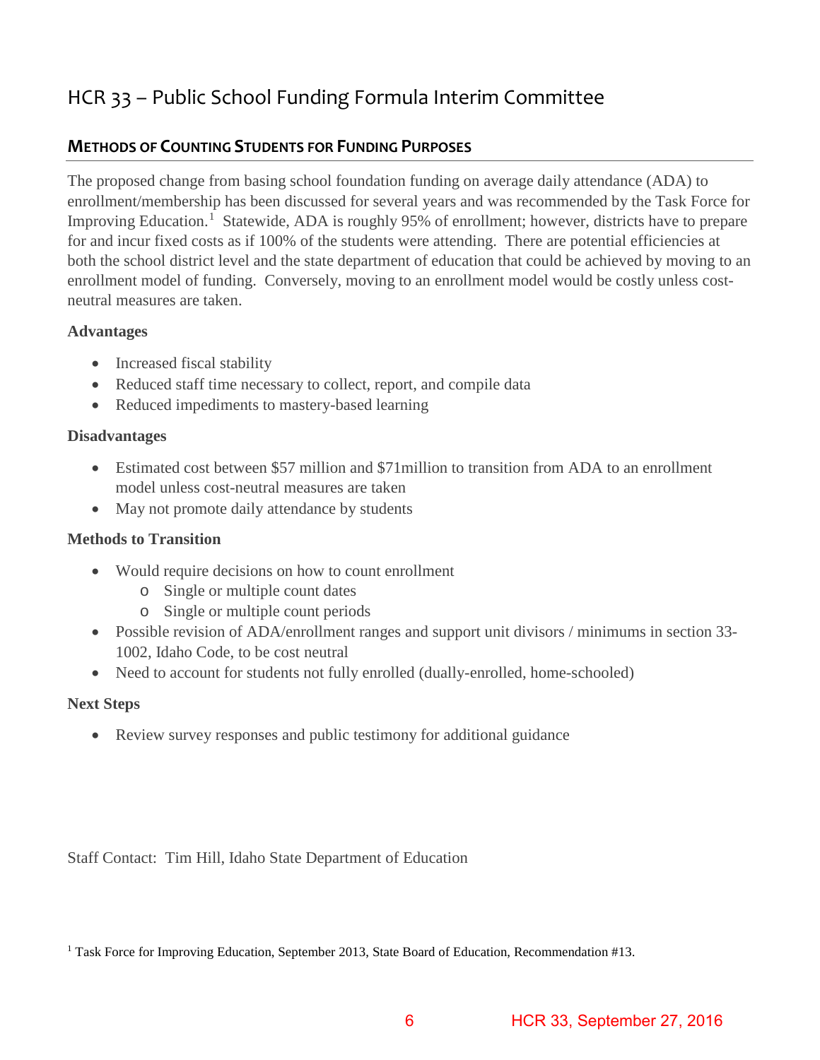# HCR 33 – Public School Funding Formula Interim Committee

## Methods of Counting Students for Funding Purposes

The proposed change from basing school foundation funding on average daily attendance (ADA) to enrollment/membership has been discussed for several years and was recommended by the Task Force for Improving Education.[1] Statewide, ADA is roughly 95% of enrollment; however, districts have to prepare for and incur fixed costs as if 100% of the students were attending. There are potential efficiencies at both the school district level and the state department of education that could be achieved by moving to an enrollment model of funding. Conversely, moving to an enrollment model would be costly unless cost-neutral measures are taken.

### Advantages

- Increased fiscal stability
- Reduced staff time necessary to collect, report, and compile data
- Reduced impediments to mastery-based learning

### Disadvantages

- Estimated cost between $57 million and $71million to transition from ADA to an enrollment model unless cost-neutral measures are taken
- May not promote daily attendance by students

### Methods to Transition

- Would require decisions on how to count enrollment
  - Single or multiple count dates
  - Single or multiple count periods
- Possible revision of ADA/enrollment ranges and support unit divisors / minimums in section 33-1002, Idaho Code, to be cost neutral
- Need to account for students not fully enrolled (dually-enrolled, home-schooled)

### Next Steps

- Review survey responses and public testimony for additional guidance

Staff Contact: Tim Hill, Idaho State Department of Education

[1] Task Force for Improving Education, September 2013, State Board of Education, Recommendation #13.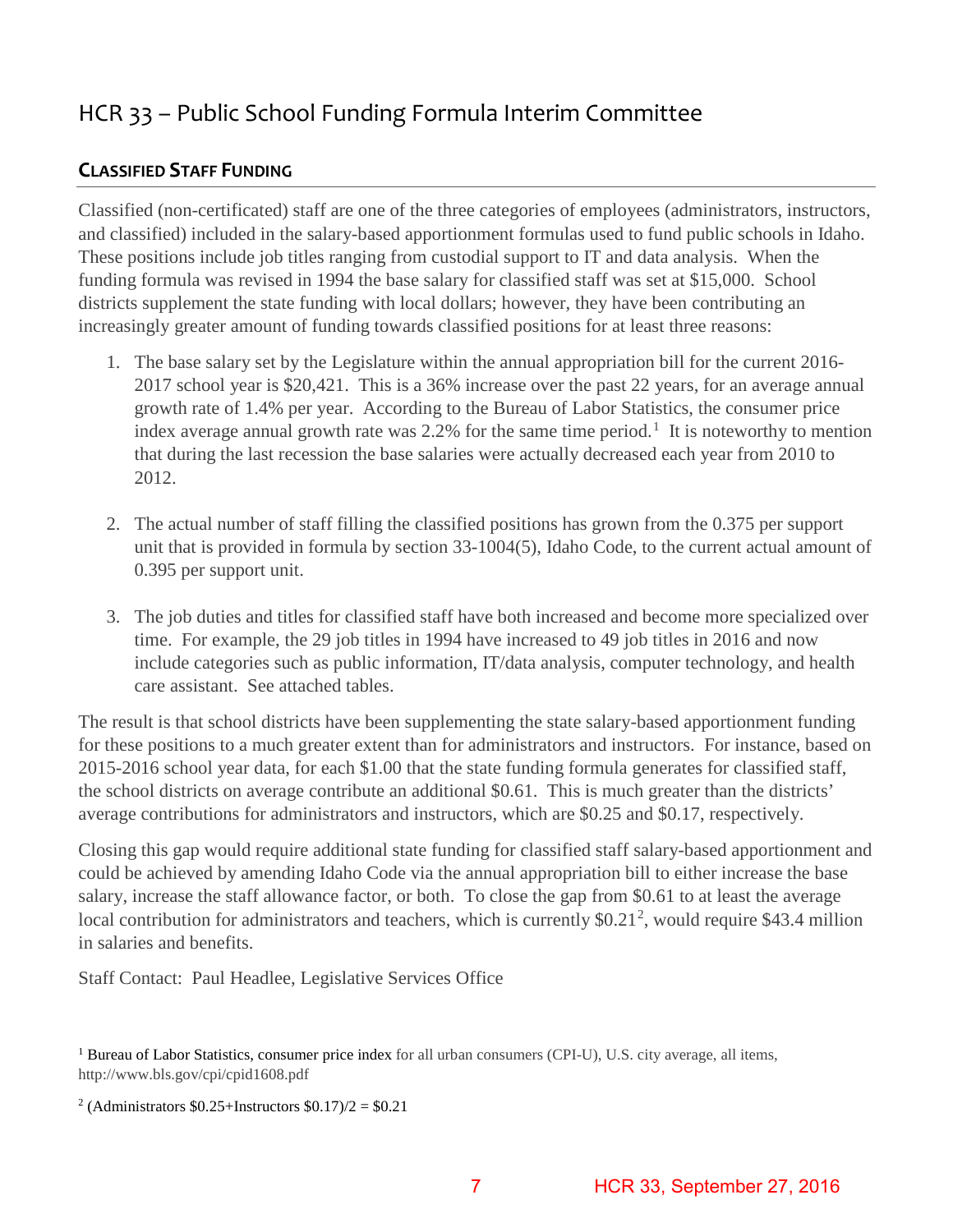# HCR 33 – Public School Funding Formula Interim Committee

## CLASSIFIED STAFF FUNDING

Classified (non-certificated) staff are one of the three categories of employees (administrators, instructors, and classified) included in the salary-based apportionment formulas used to fund public schools in Idaho. These positions include job titles ranging from custodial support to IT and data analysis. When the funding formula was revised in 1994 the base salary for classified staff was set at $15,000. School districts supplement the state funding with local dollars; however, they have been contributing an increasingly greater amount of funding towards classified positions for at least three reasons:

1. The base salary set by the Legislature within the annual appropriation bill for the current 2016-2017 school year is $20,421. This is a 36% increase over the past 22 years, for an average annual growth rate of 1.4% per year. According to the Bureau of Labor Statistics, the consumer price index average annual growth rate was 2.2% for the same time period.[1] It is noteworthy to mention that during the last recession the base salaries were actually decreased each year from 2010 to 2012.

2. The actual number of staff filling the classified positions has grown from the 0.375 per support unit that is provided in formula by section 33-1004(5), Idaho Code, to the current actual amount of 0.395 per support unit.

3. The job duties and titles for classified staff have both increased and become more specialized over time. For example, the 29 job titles in 1994 have increased to 49 job titles in 2016 and now include categories such as public information, IT/data analysis, computer technology, and health care assistant. See attached tables.

The result is that school districts have been supplementing the state salary-based apportionment funding for these positions to a much greater extent than for administrators and instructors. For instance, based on 2015-2016 school year data, for each $1.00 that the state funding formula generates for classified staff, the school districts on average contribute an additional $0.61. This is much greater than the districts' average contributions for administrators and instructors, which are $0.25 and $0.17, respectively.

Closing this gap would require additional state funding for classified staff salary-based apportionment and could be achieved by amending Idaho Code via the annual appropriation bill to either increase the base salary, increase the staff allowance factor, or both. To close the gap from $0.61 to at least the average local contribution for administrators and teachers, which is currently $0.21[2], would require $43.4 million in salaries and benefits.

Staff Contact: Paul Headlee, Legislative Services Office

---

[1] Bureau of Labor Statistics, consumer price index for all urban consumers (CPI-U), U.S. city average, all items, http://www.bls.gov/cpi/cpid1608.pdf

[2] (Administrators $0.25+Instructors $0.17)/2 = $0.21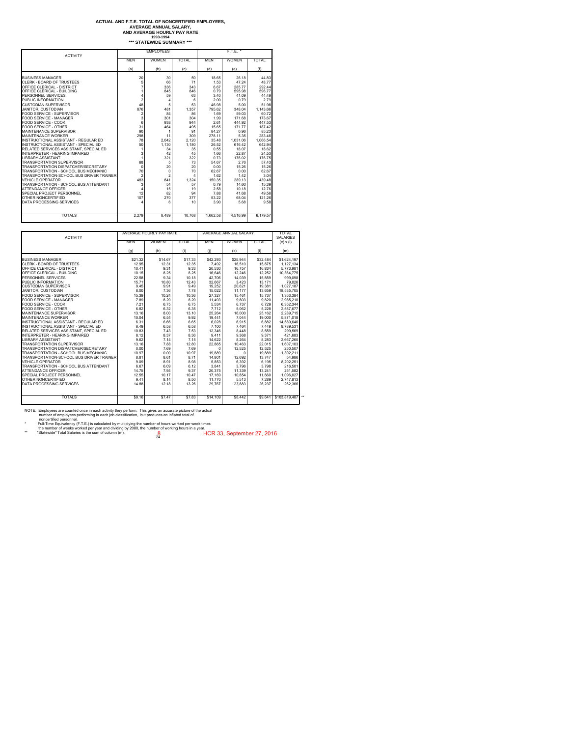# ACTUAL AND F.T.E. TOTAL OF NONCERTIFIED EMPLOYEES, AVERAGE ANNUAL SALARY, AND AVERAGE HOURLY PAY RATE

## 1993-1994

### *** STATEWIDE SUMMARY ***

| ACTIVITY | EMPLOYEES | | | F.T.E. * | | |
|---|---|---|---|---|---|---|
| | MEN | WOMEN | TOTAL | MEN | WOMEN | TOTAL |
| | (a) | (b) | (c) | (d) | (e) | (f) |
| BUSINESS MANAGER | 20 | 30 | 50 | 18.65 | 26.18 | 44.83 |
| CLERK - BOARD OF TRUSTEES | 5 | 66 | 71 | 1.53 | 47.24 | 48.77 |
| OFFICE CLERICAL - DISTRICT | 7 | 336 | 343 | 6.67 | 285.77 | 292.44 |
| OFFICE CLERICAL - BUILDING | 1 | 845 | 846 | 0.79 | 595.98 | 596.77 |
| PERSONNEL SERVICES | 4 | 59 | 63 | 3.40 | 41.09 | 44.49 |
| PUBLIC INFORMATION | 2 | 4 | 6 | 2.00 | 0.79 | 2.79 |
| CUSTODIAN SUPERVISOR | 48 | 5 | 53 | 46.98 | 5.00 | 51.98 |
| JANITOR, CUSTODIAN | 876 | 481 | 1,357 | 795.62 | 348.04 | 1,143.66 |
| FOOD SERVICE - SUPERVISOR | 2 | 84 | 86 | 1.69 | 59.03 | 60.72 |
| FOOD SERVICE - MANAGER | 3 | 301 | 304 | 1.99 | 171.68 | 173.67 |
| FOOD SERVICE - COOK | 6 | 938 | 944 | 2.61 | 444.92 | 447.53 |
| FOOD SERVICE - OTHER | 31 | 464 | 495 | 15.65 | 171.77 | 187.42 |
| MAINTENANCE SUPERVISOR | 90 | 1 | 91 | 84.27 | 0.96 | 85.23 |
| MAINTENANCE WORKER | 298 | 11 | 309 | 278.11 | 5.35 | 283.46 |
| INSTRUCTIONAL ASSISTANT - REGULAR ED | 78 | 2,042 | 2,120 | 35.48 | 1,031.06 | 1,066.54 |
| INSTRUCTIONAL ASSISTANT - SPECIAL ED | 50 | 1,130 | 1,180 | 26.52 | 616.42 | 642.94 |
| RELATED SERVICES ASSISTANT, SPECIAL ED | 1 | 34 | 35 | 0.55 | 18.07 | 18.62 |
| INTERPRETER - HEARING IMPAIRED | 3 | 42 | 45 | 1.66 | 22.87 | 24.53 |
| LIBRARY ASSISTANT | 1 | 321 | 322 | 0.73 | 176.02 | 176.75 |
| TRANSPORTATION SUPERVISOR | 68 | 5 | 73 | 54.67 | 2.76 | 57.43 |
| TRANSPORTATION DISPATCHER/SECRETARY | 0 | 20 | 20 | 0.00 | 15.26 | 15.26 |
| TRANSPORTATION - SCHOOL BUS MECHANIC | 70 | 0 | 70 | 62.67 | 0.00 | 62.67 |
| TRANSPORTATION-SCHOOL BUS DRIVER TRAINER | 2 | 2 | 4 | 1.62 | 1.42 | 3.04 |
| VEHICLE OPERATOR | 483 | 841 | 1,324 | 150.35 | 289.13 | 439.48 |
| TRANSPORTATION - SCHOOL BUS ATTENDANT | 3 | 54 | 57 | 0.79 | 14.60 | 15.39 |
| ATTENDANCE OFFICER | 4 | 15 | 19 | 2.58 | 10.18 | 12.76 |
| SPECIAL PROJECT PERSONNEL | 12 | 82 | 94 | 7.88 | 41.68 | 49.56 |
| OTHER NONCERTIFIED | 107 | 270 | 377 | 53.22 | 68.04 | 121.26 |
| DATA PROCESSING SERVICES | 4 | 6 | 10 | 3.90 | 5.68 | 9.58 |
| TOTALS | 2,279 | 8,489 | 10,768 | 1,662.58 | 4,516.99 | 6,179.57 |

| ACTIVITY | AVERAGE HOURLY PAY RATE | | | AVERAGE ANNUAL SALARY | | | TOTAL SALARIES |
|---|---|---|---|---|---|---|---|
| | MEN | WOMEN | TOTAL | MEN | WOMEN | TOTAL | (c) x (l) |
| | (g) | (h) | (i) | (j) | (k) | (l) | (m) |
| BUSINESS MANAGER | $21.32 | $14.67 | $17.33 | $42,293 | $25,944 | $32,484 | $1,624,197 |
| CLERK - BOARD OF TRUSTEES | 12.95 | 12.31 | 12.35 | 7,492 | 16,510 | 15,875 | 1,127,134 |
| OFFICE CLERICAL - DISTRICT | 10.41 | 9.31 | 9.33 | 20,530 | 16,757 | 16,834 | 5,773,981 |
| OFFICE CLERICAL - BUILDING | 10.15 | 8.25 | 8.25 | 16,646 | 12,246 | 12,252 | 10,364,775 |
| PERSONNEL SERVICES | 22.58 | 9.34 | 10.18 | 42,706 | 14,039 | 15,859 | 999,098 |
| PUBLIC INFORMATION | 15.71 | 10.80 | 12.43 | 32,667 | 3,423 | 13,171 | 79,026 |
| CUSTODIAN SUPERVISOR | 9.45 | 9.91 | 9.49 | 19,252 | 20,621 | 19,381 | 1,027,187 |
| JANITOR, CUSTODIAN | 8.00 | 7.36 | 7.78 | 15,022 | 11,177 | 13,659 | 18,535,705 |
| FOOD SERVICE - SUPERVISOR | 15.39 | 10.24 | 10.36 | 27,327 | 15,461 | 15,737 | 1,353,384 |
| FOOD SERVICE - MANAGER | 7.89 | 8.20 | 8.20 | 11,493 | 9,803 | 9,820 | 2,985,210 |
| FOOD SERVICE - COOK | 7.21 | 6.75 | 6.75 | 5,534 | 6,737 | 6,729 | 6,352,344 |
| FOOD SERVICE - OTHER | 6.82 | 6.32 | 6.35 | 7,712 | 5,062 | 5,228 | 2,587,677 |
| MAINTENANCE SUPERVISOR | 13.16 | 8.00 | 13.10 | 25,264 | 16,000 | 25,162 | 2,289,715 |
| MAINTENANCE WORKER | 10.04 | 6.54 | 9.92 | 19,441 | 7,044 | 19,000 | 5,871,018 |
| INSTRUCTIONAL ASSISTANT - REGULAR ED | 6.31 | 6.66 | 6.65 | 6,028 | 6,915 | 6,882 | 14,589,646 |
| INSTRUCTIONAL ASSISTANT - SPECIAL ED | 6.49 | 6.58 | 6.58 | 7,100 | 7,464 | 7,449 | 8,789,531 |
| RELATED SERVICES ASSISTANT, SPECIAL ED | 10.83 | 7.43 | 7.53 | 12,346 | 8,448 | 8,559 | 299,569 |
| INTERPRETER - HEARING IMPAIRED | 8.12 | 8.37 | 8.36 | 9,411 | 9,368 | 9,371 | 421,683 |
| LIBRARY ASSISTANT | 9.62 | 7.14 | 7.15 | 14,622 | 8,264 | 8,283 | 2,667,260 |
| TRANSPORTATION SUPERVISOR | 13.16 | 7.88 | 12.80 | 22,865 | 10,463 | 22,015 | 1,607,103 |
| TRANSPORTATION DISPATCHER/SECRETARY | 0.00 | 7.69 | 7.69 | 0 | 12,525 | 12,525 | 250,507 |
| TRANSPORTATION - SCHOOL BUS MECHANIC | 10.97 | 0.00 | 10.97 | 19,889 | 0 | 19,889 | 1,392,211 |
| TRANSPORTATION-SCHOOL BUS DRIVER TRAINER | 8.81 | 8.61 | 8.71 | 14,801 | 12,692 | 13,747 | 54,986 |
| VEHICLE OPERATOR | 9.09 | 8.91 | 8.98 | 5,853 | 6,392 | 6,195 | 8,202,251 |
| TRANSPORTATION - SCHOOL BUS ATTENDANT | 6.67 | 6.09 | 6.12 | 3,841 | 3,796 | 3,798 | 216,501 |
| ATTENDANCE OFFICER | 14.75 | 7.94 | 9.37 | 20,375 | 11,339 | 13,241 | 251,582 |
| SPECIAL PROJECT PERSONNEL | 12.55 | 10.17 | 10.47 | 17,169 | 10,854 | 11,660 | 1,096,027 |
| OTHER NONCERTIFIED | 9.41 | 8.14 | 8.50 | 11,770 | 5,513 | 7,289 | 2,747,813 |
| DATA PROCESSING SERVICES | 14.88 | 12.18 | 13.26 | 29,767 | 23,883 | 26,237 | 262,366 |
| TOTALS | $9.16 | $7.47 | $7.83 | $14,109 | $8,442 | $9,641 | $103,819,487 ** |

NOTE: Employees are counted once in each activity they perform. This gives an accurate picture of the actual number of employees performing in each job classification, but produces an inflated total of noncertified personnel.

\* Full-Time Equivalency (F.T.E.) is calculated by multiplying the number of hours worked per week times the number of weeks worked per year and dividing by 2080, the number of working hours in a year.

\** "Statewide" Total Salaries is the sum of column (m).

HCR 33, September 27, 2016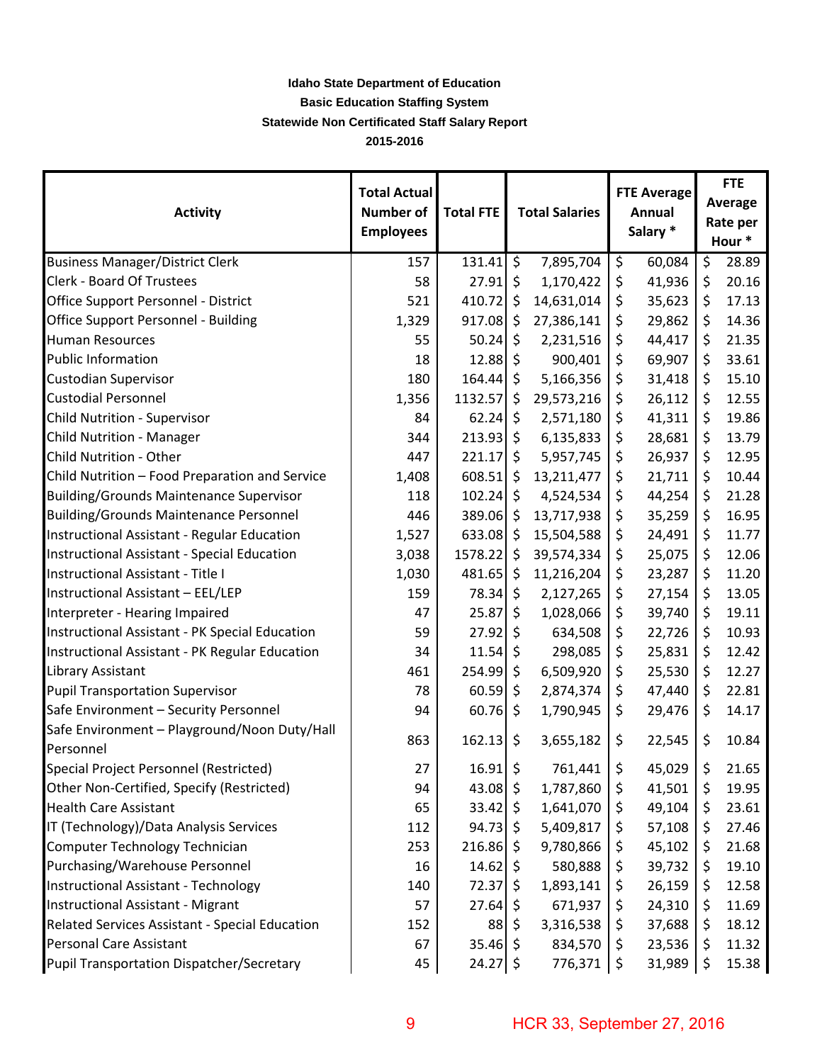**Idaho State Department of Education**

**Basic Education Staffing System**

**Statewide Non Certificated Staff Salary Report**

**2015-2016**

| Activity | Total Actual Number of Employees | Total FTE | Total Salaries | FTE Average Annual Salary * | FTE Average Rate per Hour * |
|---|---|---|---|---|---|
| Business Manager/District Clerk | 157 | 131.41 | $ 7,895,704 | $ 60,084 | $ 28.89 |
| Clerk - Board Of Trustees | 58 | 27.91 | $ 1,170,422 | $ 41,936 | $ 20.16 |
| Office Support Personnel - District | 521 | 410.72 | $ 14,631,014 | $ 35,623 | $ 17.13 |
| Office Support Personnel - Building | 1,329 | 917.08 | $ 27,386,141 | $ 29,862 | $ 14.36 |
| Human Resources | 55 | 50.24 | $ 2,231,516 | $ 44,417 | $ 21.35 |
| Public Information | 18 | 12.88 | $ 900,401 | $ 69,907 | $ 33.61 |
| Custodian Supervisor | 180 | 164.44 | $ 5,166,356 | $ 31,418 | $ 15.10 |
| Custodial Personnel | 1,356 | 1132.57 | $ 29,573,216 | $ 26,112 | $ 12.55 |
| Child Nutrition - Supervisor | 84 | 62.24 | $ 2,571,180 | $ 41,311 | $ 19.86 |
| Child Nutrition - Manager | 344 | 213.93 | $ 6,135,833 | $ 28,681 | $ 13.79 |
| Child Nutrition - Other | 447 | 221.17 | $ 5,957,745 | $ 26,937 | $ 12.95 |
| Child Nutrition – Food Preparation and Service | 1,408 | 608.51 | $ 13,211,477 | $ 21,711 | $ 10.44 |
| Building/Grounds Maintenance Supervisor | 118 | 102.24 | $ 4,524,534 | $ 44,254 | $ 21.28 |
| Building/Grounds Maintenance Personnel | 446 | 389.06 | $ 13,717,938 | $ 35,259 | $ 16.95 |
| Instructional Assistant - Regular Education | 1,527 | 633.08 | $ 15,504,588 | $ 24,491 | $ 11.77 |
| Instructional Assistant - Special Education | 3,038 | 1578.22 | $ 39,574,334 | $ 25,075 | $ 12.06 |
| Instructional Assistant - Title I | 1,030 | 481.65 | $ 11,216,204 | $ 23,287 | $ 11.20 |
| Instructional Assistant – EEL/LEP | 159 | 78.34 | $ 2,127,265 | $ 27,154 | $ 13.05 |
| Interpreter - Hearing Impaired | 47 | 25.87 | $ 1,028,066 | $ 39,740 | $ 19.11 |
| Instructional Assistant - PK Special Education | 59 | 27.92 | $ 634,508 | $ 22,726 | $ 10.93 |
| Instructional Assistant - PK Regular Education | 34 | 11.54 | $ 298,085 | $ 25,831 | $ 12.42 |
| Library Assistant | 461 | 254.99 | $ 6,509,920 | $ 25,530 | $ 12.27 |
| Pupil Transportation Supervisor | 78 | 60.59 | $ 2,874,374 | $ 47,440 | $ 22.81 |
| Safe Environment – Security Personnel | 94 | 60.76 | $ 1,790,945 | $ 29,476 | $ 14.17 |
| Safe Environment – Playground/Noon Duty/Hall Personnel | 863 | 162.13 | $ 3,655,182 | $ 22,545 | $ 10.84 |
| Special Project Personnel (Restricted) | 27 | 16.91 | $ 761,441 | $ 45,029 | $ 21.65 |
| Other Non-Certified, Specify (Restricted) | 94 | 43.08 | $ 1,787,860 | $ 41,501 | $ 19.95 |
| Health Care Assistant | 65 | 33.42 | $ 1,641,070 | $ 49,104 | $ 23.61 |
| IT (Technology)/Data Analysis Services | 112 | 94.73 | $ 5,409,817 | $ 57,108 | $ 27.46 |
| Computer Technology Technician | 253 | 216.86 | $ 9,780,866 | $ 45,102 | $ 21.68 |
| Purchasing/Warehouse Personnel | 16 | 14.62 | $ 580,888 | $ 39,732 | $ 19.10 |
| Instructional Assistant - Technology | 140 | 72.37 | $ 1,893,141 | $ 26,159 | $ 12.58 |
| Instructional Assistant - Migrant | 57 | 27.64 | $ 671,937 | $ 24,310 | $ 11.69 |
| Related Services Assistant - Special Education | 152 | 88 | $ 3,316,538 | $ 37,688 | $ 18.12 |
| Personal Care Assistant | 67 | 35.46 | $ 834,570 | $ 23,536 | $ 11.32 |
| Pupil Transportation Dispatcher/Secretary | 45 | 24.27 | $ 776,371 | $ 31,989 | $ 15.38 |

HCR 33, September 27, 2016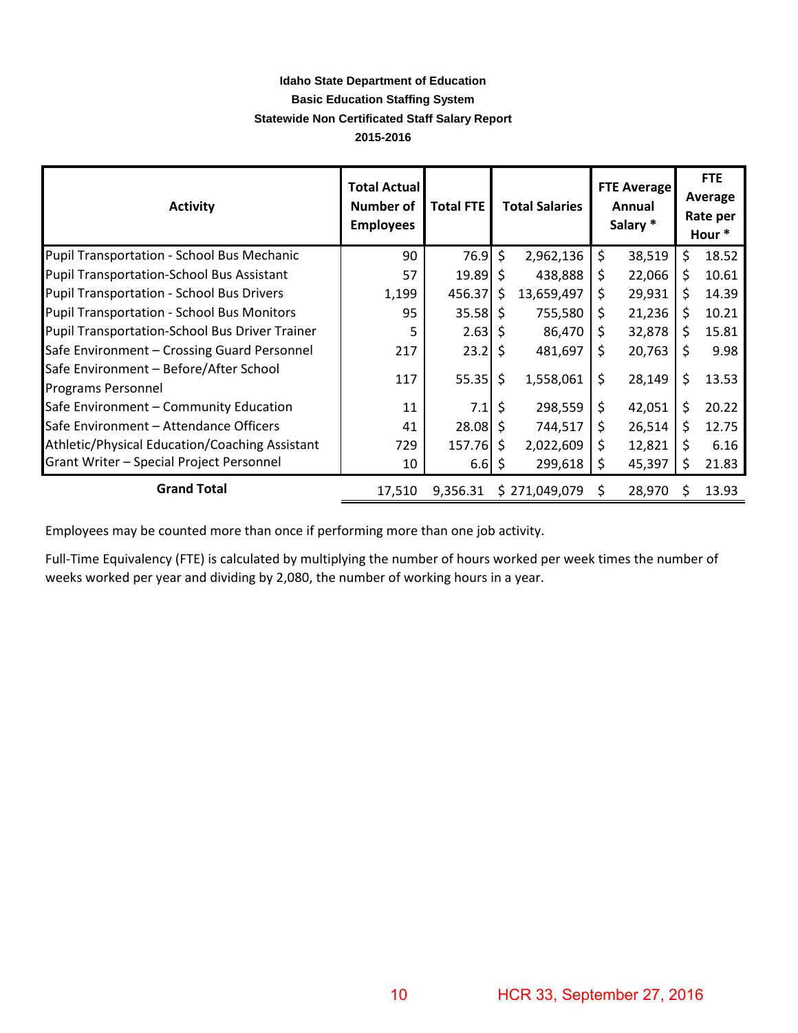**Idaho State Department of Education**

**Basic Education Staffing System**

**Statewide Non Certificated Staff Salary Report**

**2015-2016**

| Activity | Total Actual Number of Employees | Total FTE | Total Salaries | FTE Average Annual Salary * | FTE Average Rate per Hour * |
|---|---|---|---|---|---|
| Pupil Transportation - School Bus Mechanic | 90 | 76.9 | $ 2,962,136 | $ 38,519 | $ 18.52 |
| Pupil Transportation-School Bus Assistant | 57 | 19.89 | $ 438,888 | $ 22,066 | $ 10.61 |
| Pupil Transportation - School Bus Drivers | 1,199 | 456.37 | $ 13,659,497 | $ 29,931 | $ 14.39 |
| Pupil Transportation - School Bus Monitors | 95 | 35.58 | $ 755,580 | $ 21,236 | $ 10.21 |
| Pupil Transportation-School Bus Driver Trainer | 5 | 2.63 | $ 86,470 | $ 32,878 | $ 15.81 |
| Safe Environment – Crossing Guard Personnel | 217 | 23.2 | $ 481,697 | $ 20,763 | $ 9.98 |
| Safe Environment – Before/After School Programs Personnel | 117 | 55.35 | $ 1,558,061 | $ 28,149 | $ 13.53 |
| Safe Environment – Community Education | 11 | 7.1 | $ 298,559 | $ 42,051 | $ 20.22 |
| Safe Environment – Attendance Officers | 41 | 28.08 | $ 744,517 | $ 26,514 | $ 12.75 |
| Athletic/Physical Education/Coaching Assistant | 729 | 157.76 | $ 2,022,609 | $ 12,821 | $ 6.16 |
| Grant Writer – Special Project Personnel | 10 | 6.6 | $ 299,618 | $ 45,397 | $ 21.83 |
| **Grand Total** | 17,510 | 9,356.31 | $ 271,049,079 | $ 28,970 | $ 13.93 |

Employees may be counted more than once if performing more than one job activity.

Full-Time Equivalency (FTE) is calculated by multiplying the number of hours worked per week times the number of weeks worked per year and dividing by 2,080, the number of working hours in a year.

HCR 33, September 27, 2016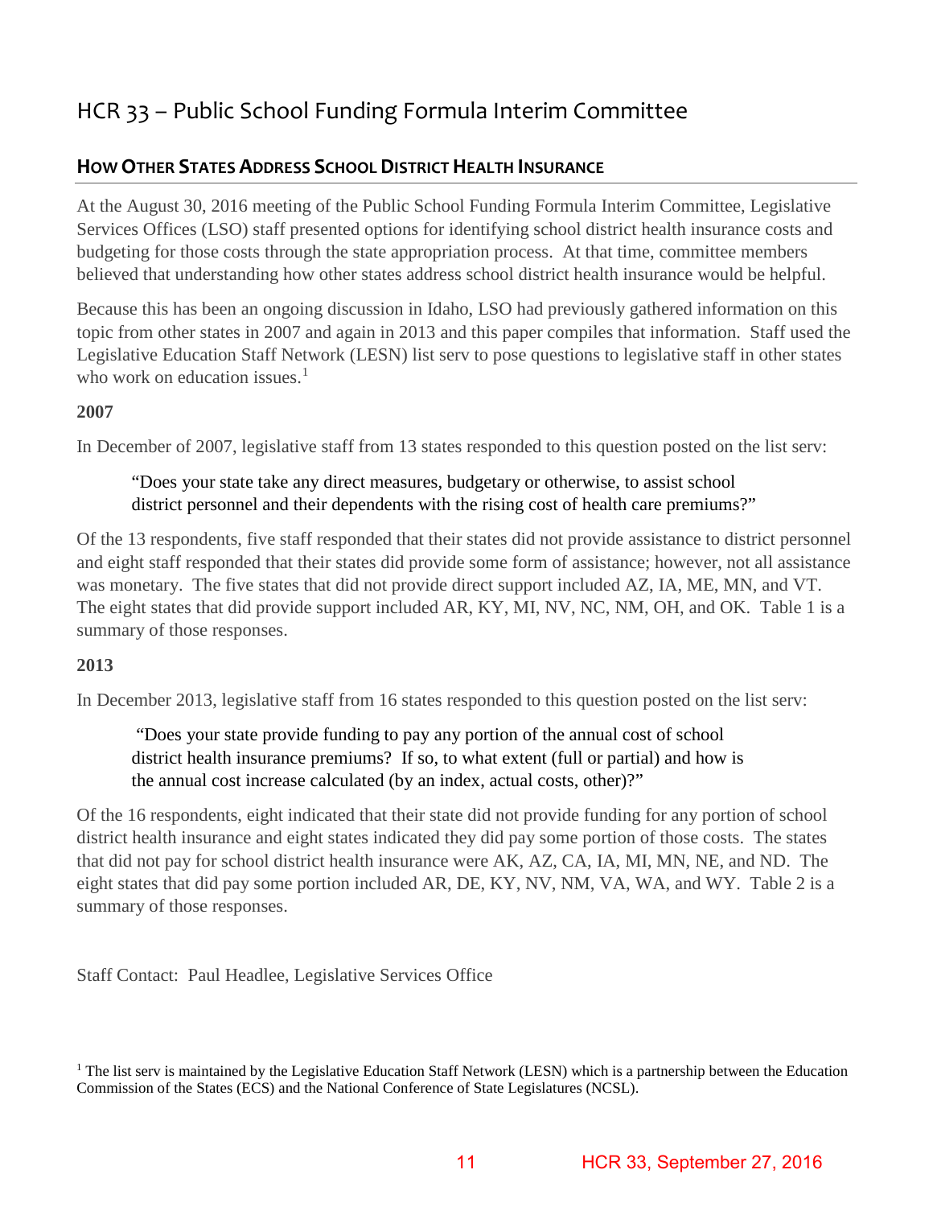# HCR 33 – Public School Funding Formula Interim Committee

## How Other States Address School District Health Insurance

At the August 30, 2016 meeting of the Public School Funding Formula Interim Committee, Legislative Services Offices (LSO) staff presented options for identifying school district health insurance costs and budgeting for those costs through the state appropriation process. At that time, committee members believed that understanding how other states address school district health insurance would be helpful.

Because this has been an ongoing discussion in Idaho, LSO had previously gathered information on this topic from other states in 2007 and again in 2013 and this paper compiles that information. Staff used the Legislative Education Staff Network (LESN) list serv to pose questions to legislative staff in other states who work on education issues.[1]

**2007**

In December of 2007, legislative staff from 13 states responded to this question posted on the list serv:

> "Does your state take any direct measures, budgetary or otherwise, to assist school district personnel and their dependents with the rising cost of health care premiums?"

Of the 13 respondents, five staff responded that their states did not provide assistance to district personnel and eight staff responded that their states did provide some form of assistance; however, not all assistance was monetary. The five states that did not provide direct support included AZ, IA, ME, MN, and VT. The eight states that did provide support included AR, KY, MI, NV, NC, NM, OH, and OK. Table 1 is a summary of those responses.

**2013**

In December 2013, legislative staff from 16 states responded to this question posted on the list serv:

> "Does your state provide funding to pay any portion of the annual cost of school district health insurance premiums? If so, to what extent (full or partial) and how is the annual cost increase calculated (by an index, actual costs, other)?"

Of the 16 respondents, eight indicated that their state did not provide funding for any portion of school district health insurance and eight states indicated they did pay some portion of those costs. The states that did not pay for school district health insurance were AK, AZ, CA, IA, MI, MN, NE, and ND. The eight states that did pay some portion included AR, DE, KY, NV, NM, VA, WA, and WY. Table 2 is a summary of those responses.

Staff Contact: Paul Headlee, Legislative Services Office

[1] The list serv is maintained by the Legislative Education Staff Network (LESN) which is a partnership between the Education Commission of the States (ECS) and the National Conference of State Legislatures (NCSL).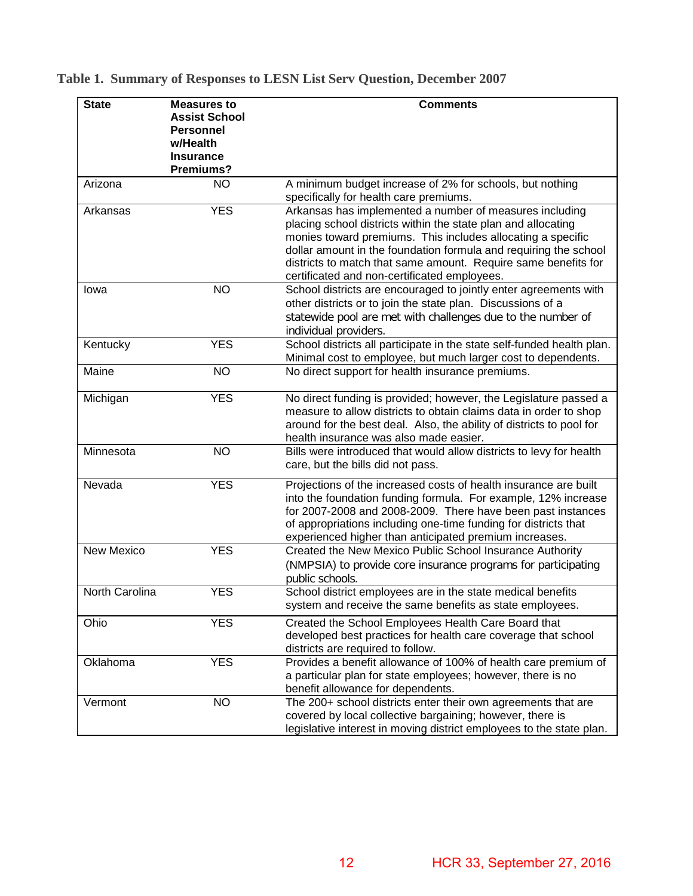**Table 1. Summary of Responses to LESN List Serv Question, December 2007**

| State | Measures to Assist School Personnel w/Health Insurance Premiums? | Comments |
|---|---|---|
| Arizona | NO | A minimum budget increase of 2% for schools, but nothing specifically for health care premiums. |
| Arkansas | YES | Arkansas has implemented a number of measures including placing school districts within the state plan and allocating monies toward premiums. This includes allocating a specific dollar amount in the foundation formula and requiring the school districts to match that same amount. Require same benefits for certificated and non-certificated employees. |
| Iowa | NO | School districts are encouraged to jointly enter agreements with other districts or to join the state plan. Discussions of a statewide pool are met with challenges due to the number of individual providers. |
| Kentucky | YES | School districts all participate in the state self-funded health plan. Minimal cost to employee, but much larger cost to dependents. |
| Maine | NO | No direct support for health insurance premiums. |
| Michigan | YES | No direct funding is provided; however, the Legislature passed a measure to allow districts to obtain claims data in order to shop around for the best deal. Also, the ability of districts to pool for health insurance was also made easier. |
| Minnesota | NO | Bills were introduced that would allow districts to levy for health care, but the bills did not pass. |
| Nevada | YES | Projections of the increased costs of health insurance are built into the foundation funding formula. For example, 12% increase for 2007-2008 and 2008-2009. There have been past instances of appropriations including one-time funding for districts that experienced higher than anticipated premium increases. |
| New Mexico | YES | Created the New Mexico Public School Insurance Authority (NMPSIA) to provide core insurance programs for participating public schools. |
| North Carolina | YES | School district employees are in the state medical benefits system and receive the same benefits as state employees. |
| Ohio | YES | Created the School Employees Health Care Board that developed best practices for health care coverage that school districts are required to follow. |
| Oklahoma | YES | Provides a benefit allowance of 100% of health care premium of a particular plan for state employees; however, there is no benefit allowance for dependents. |
| Vermont | NO | The 200+ school districts enter their own agreements that are covered by local collective bargaining; however, there is legislative interest in moving district employees to the state plan. |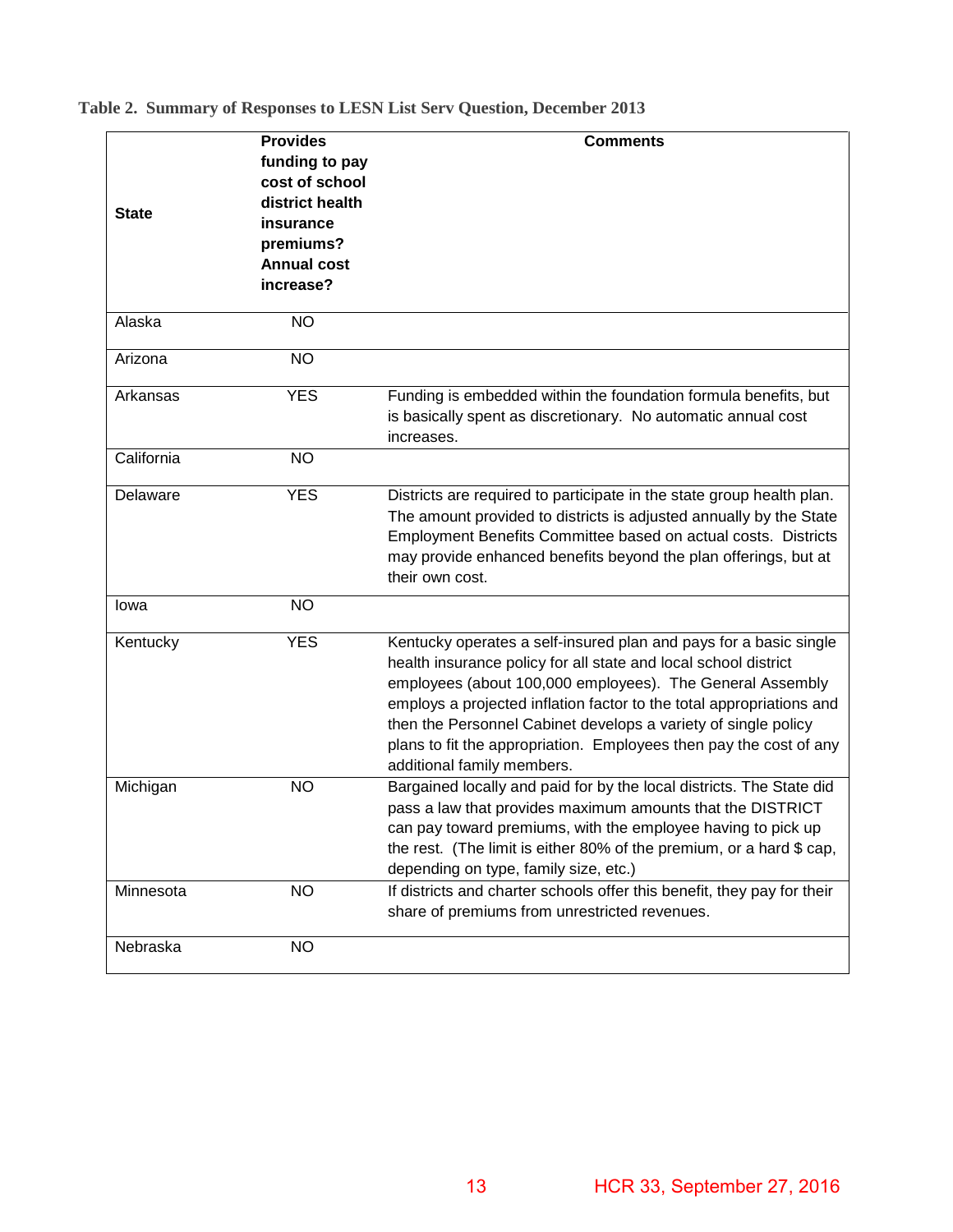**Table 2. Summary of Responses to LESN List Serv Question, December 2013**

| State | Provides funding to pay cost of school district health insurance premiums? Annual cost increase? | Comments |
|---|---|---|
| Alaska | NO | |
| Arizona | NO | |
| Arkansas | YES | Funding is embedded within the foundation formula benefits, but is basically spent as discretionary. No automatic annual cost increases. |
| California | NO | |
| Delaware | YES | Districts are required to participate in the state group health plan. The amount provided to districts is adjusted annually by the State Employment Benefits Committee based on actual costs. Districts may provide enhanced benefits beyond the plan offerings, but at their own cost. |
| Iowa | NO | |
| Kentucky | YES | Kentucky operates a self-insured plan and pays for a basic single health insurance policy for all state and local school district employees (about 100,000 employees). The General Assembly employs a projected inflation factor to the total appropriations and then the Personnel Cabinet develops a variety of single policy plans to fit the appropriation. Employees then pay the cost of any additional family members. |
| Michigan | NO | Bargained locally and paid for by the local districts. The State did pass a law that provides maximum amounts that the DISTRICT can pay toward premiums, with the employee having to pick up the rest. (The limit is either 80% of the premium, or a hard $ cap, depending on type, family size, etc.) |
| Minnesota | NO | If districts and charter schools offer this benefit, they pay for their share of premiums from unrestricted revenues. |
| Nebraska | NO | |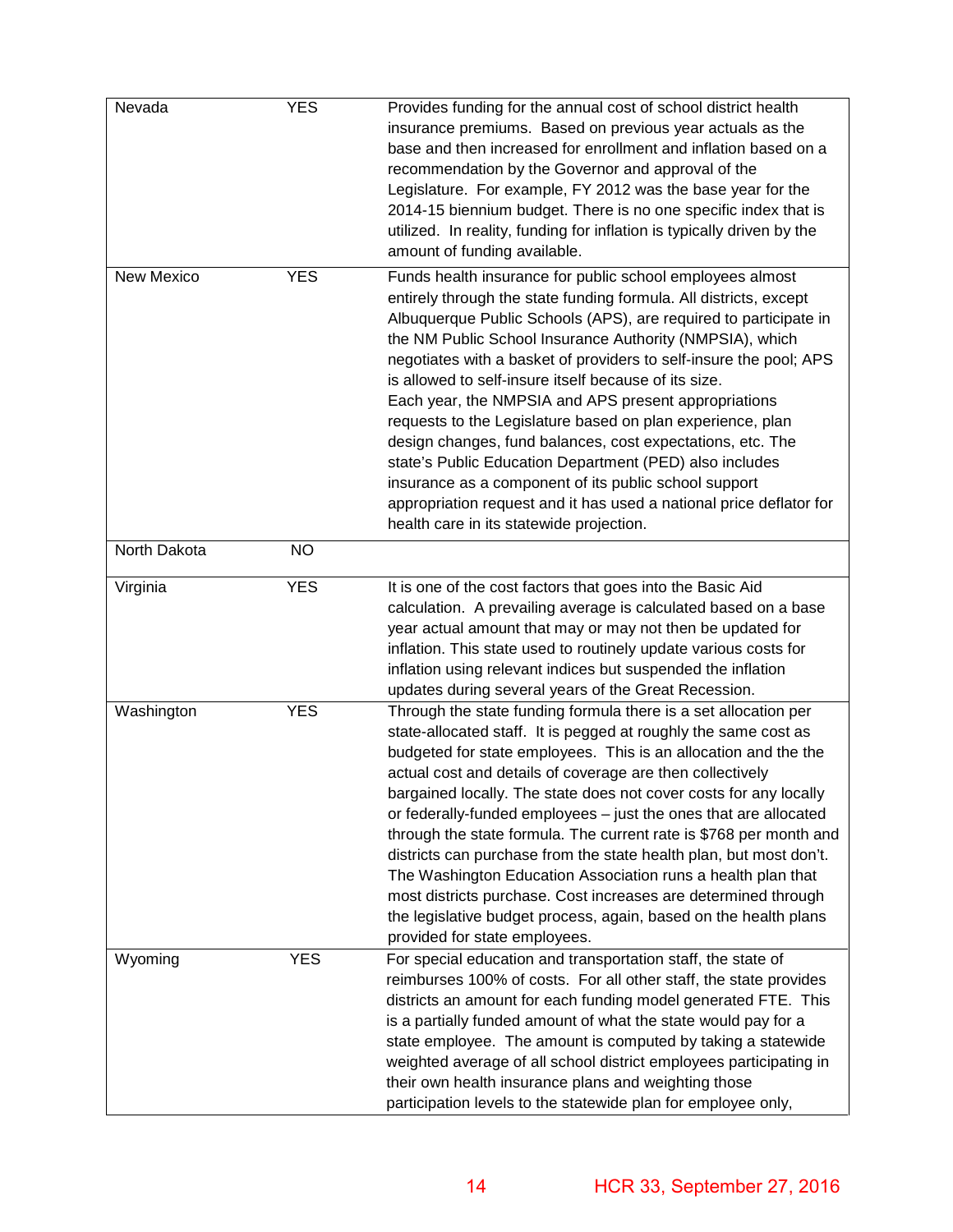| | | |
|---|---|---|
| Nevada | YES | Provides funding for the annual cost of school district health insurance premiums. Based on previous year actuals as the base and then increased for enrollment and inflation based on a recommendation by the Governor and approval of the Legislature. For example, FY 2012 was the base year for the 2014-15 biennium budget. There is no one specific index that is utilized. In reality, funding for inflation is typically driven by the amount of funding available. |
| New Mexico | YES | Funds health insurance for public school employees almost entirely through the state funding formula. All districts, except Albuquerque Public Schools (APS), are required to participate in the NM Public School Insurance Authority (NMPSIA), which negotiates with a basket of providers to self-insure the pool; APS is allowed to self-insure itself because of its size. Each year, the NMPSIA and APS present appropriations requests to the Legislature based on plan experience, plan design changes, fund balances, cost expectations, etc. The state's Public Education Department (PED) also includes insurance as a component of its public school support appropriation request and it has used a national price deflator for health care in its statewide projection. |
| North Dakota | NO | |
| Virginia | YES | It is one of the cost factors that goes into the Basic Aid calculation. A prevailing average is calculated based on a base year actual amount that may or may not then be updated for inflation. This state used to routinely update various costs for inflation using relevant indices but suspended the inflation updates during several years of the Great Recession. |
| Washington | YES | Through the state funding formula there is a set allocation per state-allocated staff. It is pegged at roughly the same cost as budgeted for state employees. This is an allocation and the the actual cost and details of coverage are then collectively bargained locally. The state does not cover costs for any locally or federally-funded employees – just the ones that are allocated through the state formula. The current rate is $768 per month and districts can purchase from the state health plan, but most don't. The Washington Education Association runs a health plan that most districts purchase. Cost increases are determined through the legislative budget process, again, based on the health plans provided for state employees. |
| Wyoming | YES | For special education and transportation staff, the state of reimburses 100% of costs. For all other staff, the state provides districts an amount for each funding model generated FTE. This is a partially funded amount of what the state would pay for a state employee. The amount is computed by taking a statewide weighted average of all school district employees participating in their own health insurance plans and weighting those participation levels to the statewide plan for employee only, |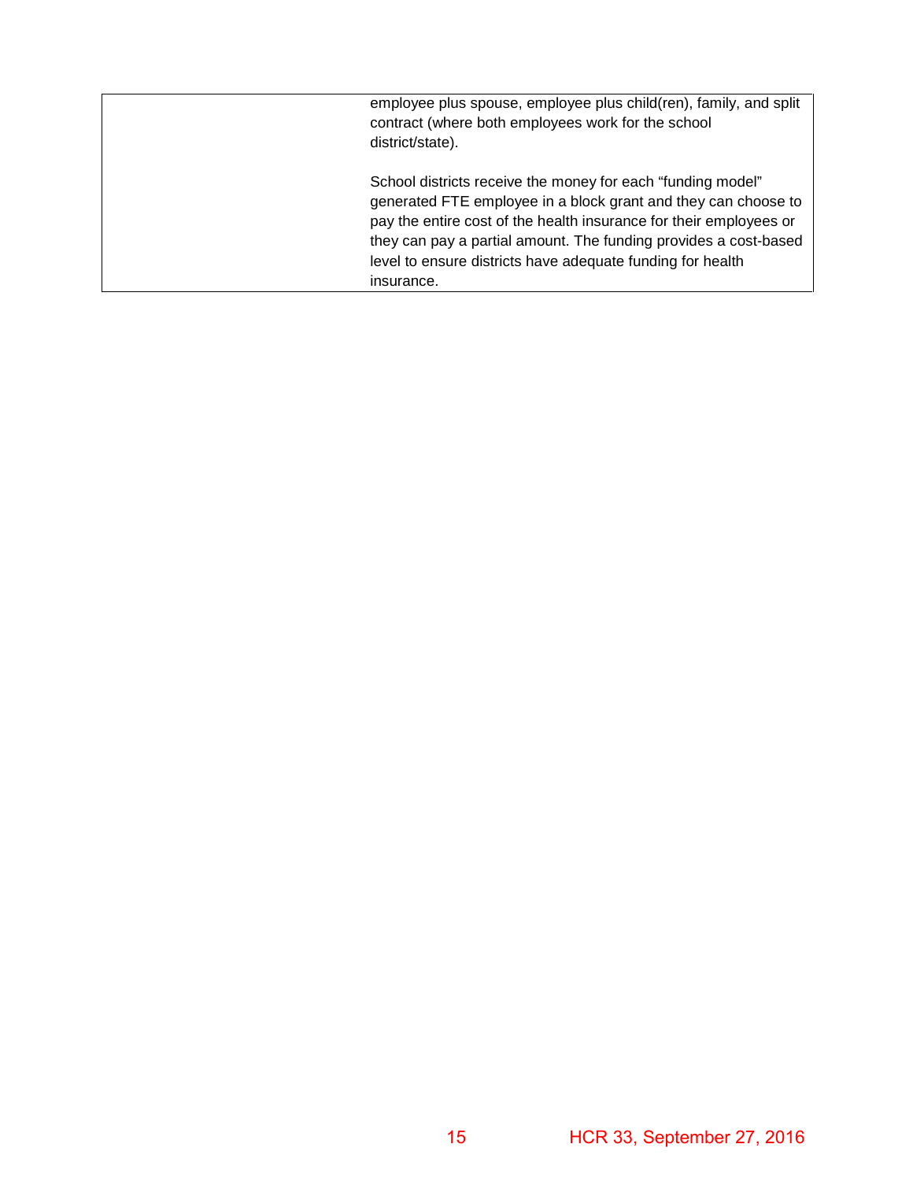| | |
|---|---|
| | employee plus spouse, employee plus child(ren), family, and split contract (where both employees work for the school district/state).<br><br>School districts receive the money for each “funding model” generated FTE employee in a block grant and they can choose to pay the entire cost of the health insurance for their employees or they can pay a partial amount. The funding provides a cost-based level to ensure districts have adequate funding for health insurance. |